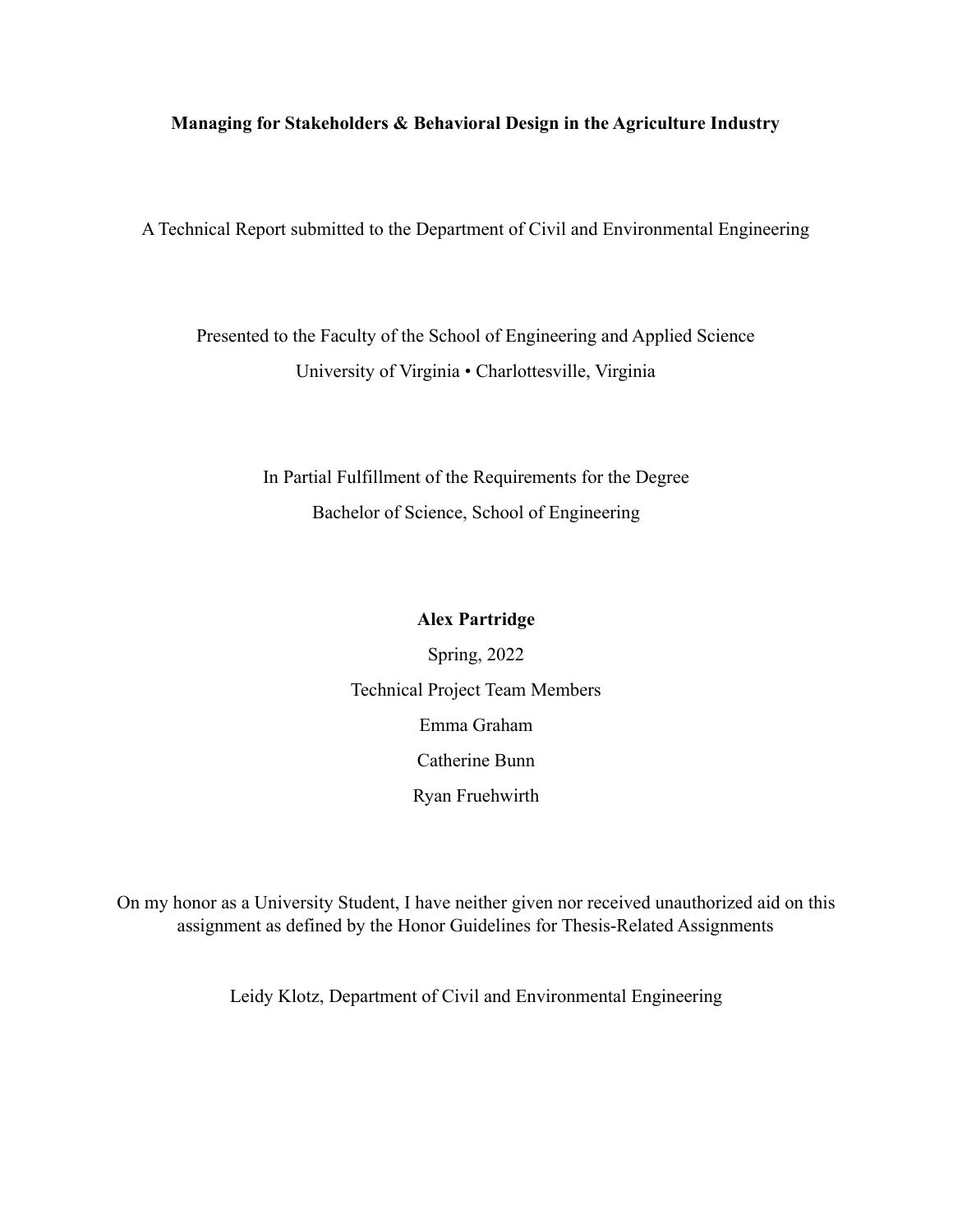**Managing for Stakeholders & Behavioral Design in the Agriculture Industry**

A Technical Report submitted to the Department of Civil and Environmental Engineering

Presented to the Faculty of the School of Engineering and Applied Science
University of Virginia • Charlottesville, Virginia

In Partial Fulfillment of the Requirements for the Degree
Bachelor of Science, School of Engineering

**Alex Partridge**

Spring, 2022

Technical Project Team Members

Emma Graham

Catherine Bunn

Ryan Fruehwirth

On my honor as a University Student, I have neither given nor received unauthorized aid on this assignment as defined by the Honor Guidelines for Thesis-Related Assignments

Leidy Klotz, Department of Civil and Environmental Engineering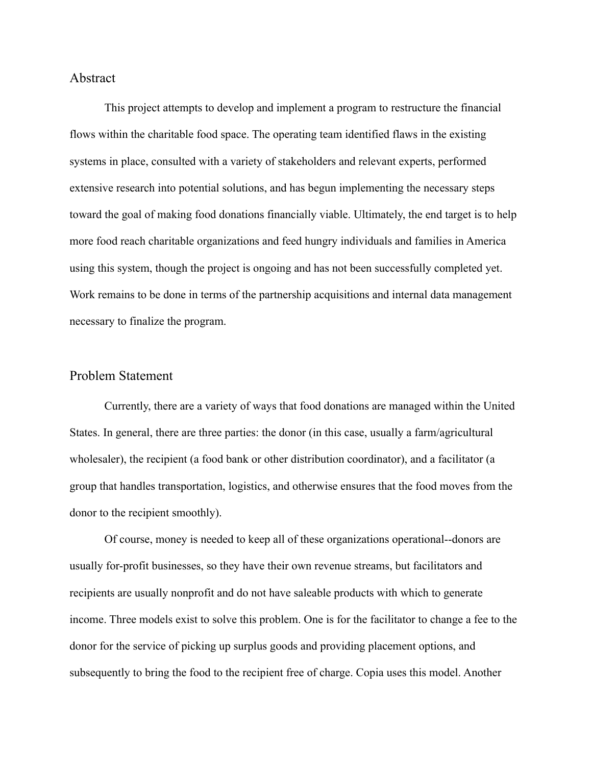## Abstract

This project attempts to develop and implement a program to restructure the financial flows within the charitable food space. The operating team identified flaws in the existing systems in place, consulted with a variety of stakeholders and relevant experts, performed extensive research into potential solutions, and has begun implementing the necessary steps toward the goal of making food donations financially viable. Ultimately, the end target is to help more food reach charitable organizations and feed hungry individuals and families in America using this system, though the project is ongoing and has not been successfully completed yet. Work remains to be done in terms of the partnership acquisitions and internal data management necessary to finalize the program.

## Problem Statement

Currently, there are a variety of ways that food donations are managed within the United States. In general, there are three parties: the donor (in this case, usually a farm/agricultural wholesaler), the recipient (a food bank or other distribution coordinator), and a facilitator (a group that handles transportation, logistics, and otherwise ensures that the food moves from the donor to the recipient smoothly).

Of course, money is needed to keep all of these organizations operational--donors are usually for-profit businesses, so they have their own revenue streams, but facilitators and recipients are usually nonprofit and do not have saleable products with which to generate income. Three models exist to solve this problem. One is for the facilitator to change a fee to the donor for the service of picking up surplus goods and providing placement options, and subsequently to bring the food to the recipient free of charge. Copia uses this model. Another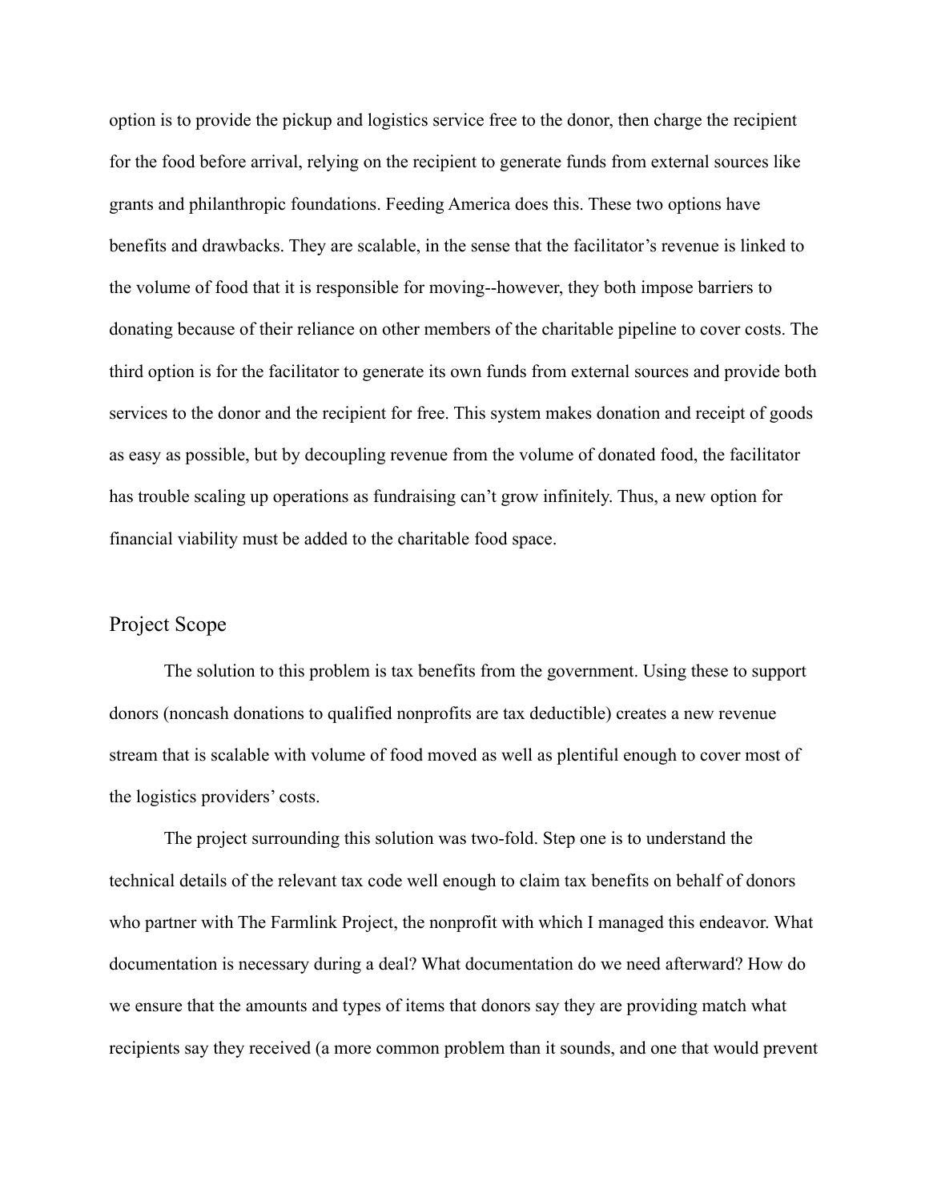option is to provide the pickup and logistics service free to the donor, then charge the recipient for the food before arrival, relying on the recipient to generate funds from external sources like grants and philanthropic foundations. Feeding America does this. These two options have benefits and drawbacks. They are scalable, in the sense that the facilitator's revenue is linked to the volume of food that it is responsible for moving--however, they both impose barriers to donating because of their reliance on other members of the charitable pipeline to cover costs. The third option is for the facilitator to generate its own funds from external sources and provide both services to the donor and the recipient for free. This system makes donation and receipt of goods as easy as possible, but by decoupling revenue from the volume of donated food, the facilitator has trouble scaling up operations as fundraising can't grow infinitely. Thus, a new option for financial viability must be added to the charitable food space.

## Project Scope

The solution to this problem is tax benefits from the government. Using these to support donors (noncash donations to qualified nonprofits are tax deductible) creates a new revenue stream that is scalable with volume of food moved as well as plentiful enough to cover most of the logistics providers' costs.

The project surrounding this solution was two-fold. Step one is to understand the technical details of the relevant tax code well enough to claim tax benefits on behalf of donors who partner with The Farmlink Project, the nonprofit with which I managed this endeavor. What documentation is necessary during a deal? What documentation do we need afterward? How do we ensure that the amounts and types of items that donors say they are providing match what recipients say they received (a more common problem than it sounds, and one that would prevent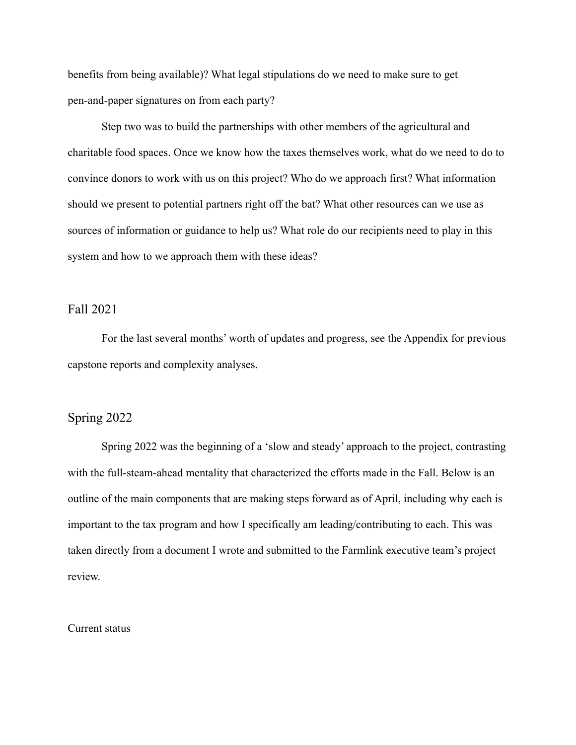benefits from being available)? What legal stipulations do we need to make sure to get pen-and-paper signatures on from each party?

Step two was to build the partnerships with other members of the agricultural and charitable food spaces. Once we know how the taxes themselves work, what do we need to do to convince donors to work with us on this project? Who do we approach first? What information should we present to potential partners right off the bat? What other resources can we use as sources of information or guidance to help us? What role do our recipients need to play in this system and how to we approach them with these ideas?

## Fall 2021

For the last several months' worth of updates and progress, see the Appendix for previous capstone reports and complexity analyses.

## Spring 2022

Spring 2022 was the beginning of a 'slow and steady' approach to the project, contrasting with the full-steam-ahead mentality that characterized the efforts made in the Fall. Below is an outline of the main components that are making steps forward as of April, including why each is important to the tax program and how I specifically am leading/contributing to each. This was taken directly from a document I wrote and submitted to the Farmlink executive team's project review.

Current status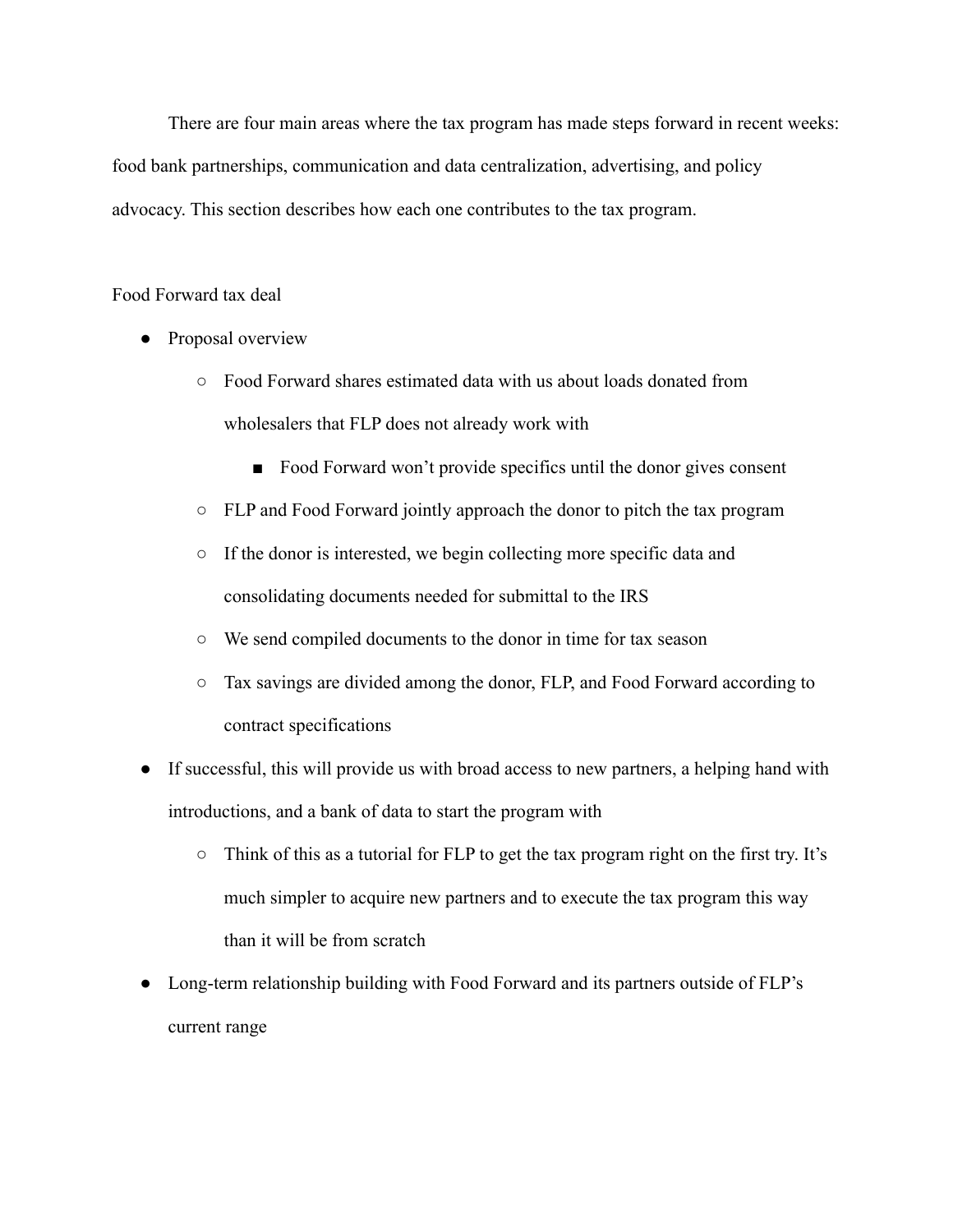There are four main areas where the tax program has made steps forward in recent weeks: food bank partnerships, communication and data centralization, advertising, and policy advocacy. This section describes how each one contributes to the tax program.

Food Forward tax deal

- Proposal overview
    - Food Forward shares estimated data with us about loads donated from wholesalers that FLP does not already work with
        - Food Forward won't provide specifics until the donor gives consent
    - FLP and Food Forward jointly approach the donor to pitch the tax program
    - If the donor is interested, we begin collecting more specific data and consolidating documents needed for submittal to the IRS
    - We send compiled documents to the donor in time for tax season
    - Tax savings are divided among the donor, FLP, and Food Forward according to contract specifications
- If successful, this will provide us with broad access to new partners, a helping hand with introductions, and a bank of data to start the program with
    - Think of this as a tutorial for FLP to get the tax program right on the first try. It's much simpler to acquire new partners and to execute the tax program this way than it will be from scratch
- Long-term relationship building with Food Forward and its partners outside of FLP's current range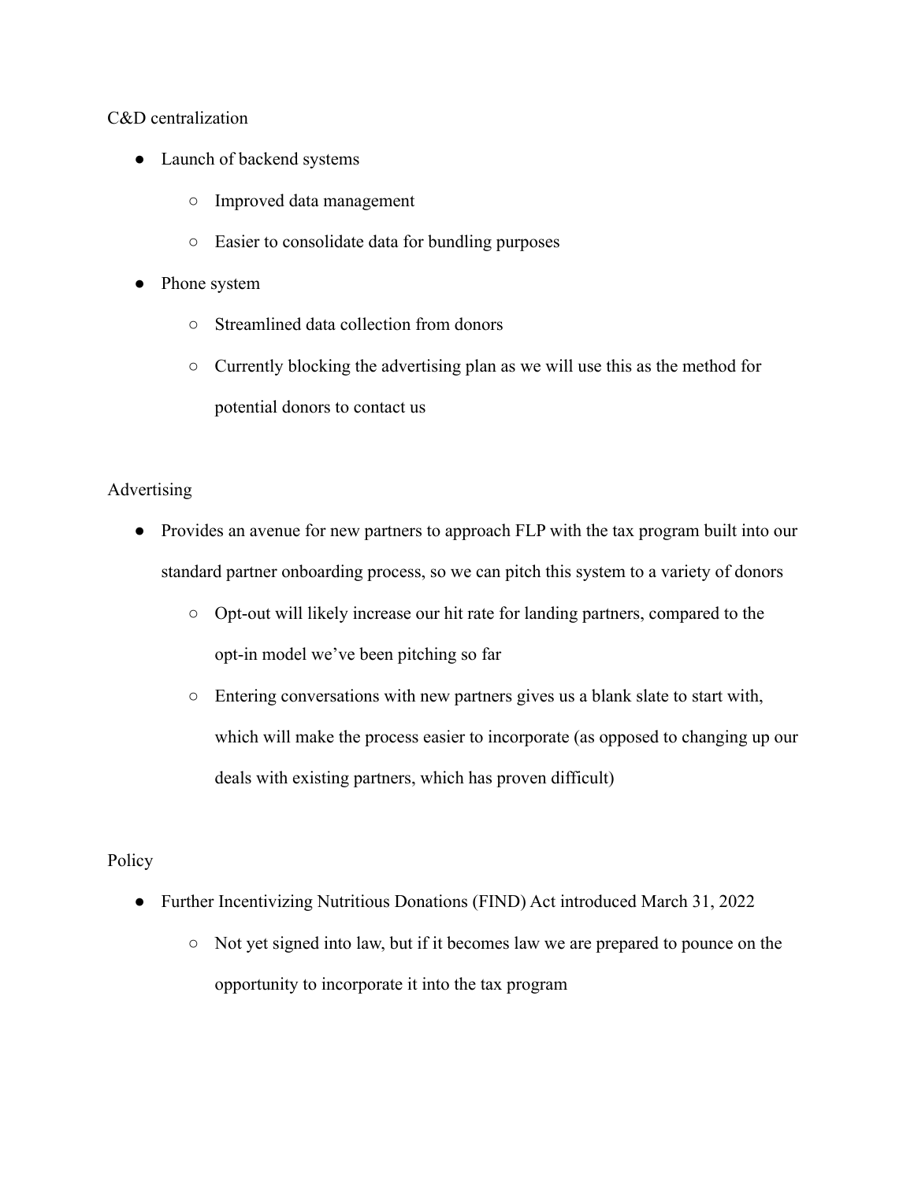C&D centralization

- Launch of backend systems
    - Improved data management
    - Easier to consolidate data for bundling purposes
- Phone system
    - Streamlined data collection from donors
    - Currently blocking the advertising plan as we will use this as the method for potential donors to contact us

Advertising

- Provides an avenue for new partners to approach FLP with the tax program built into our standard partner onboarding process, so we can pitch this system to a variety of donors
    - Opt-out will likely increase our hit rate for landing partners, compared to the opt-in model we've been pitching so far
    - Entering conversations with new partners gives us a blank slate to start with, which will make the process easier to incorporate (as opposed to changing up our deals with existing partners, which has proven difficult)

Policy

- Further Incentivizing Nutritious Donations (FIND) Act introduced March 31, 2022
    - Not yet signed into law, but if it becomes law we are prepared to pounce on the opportunity to incorporate it into the tax program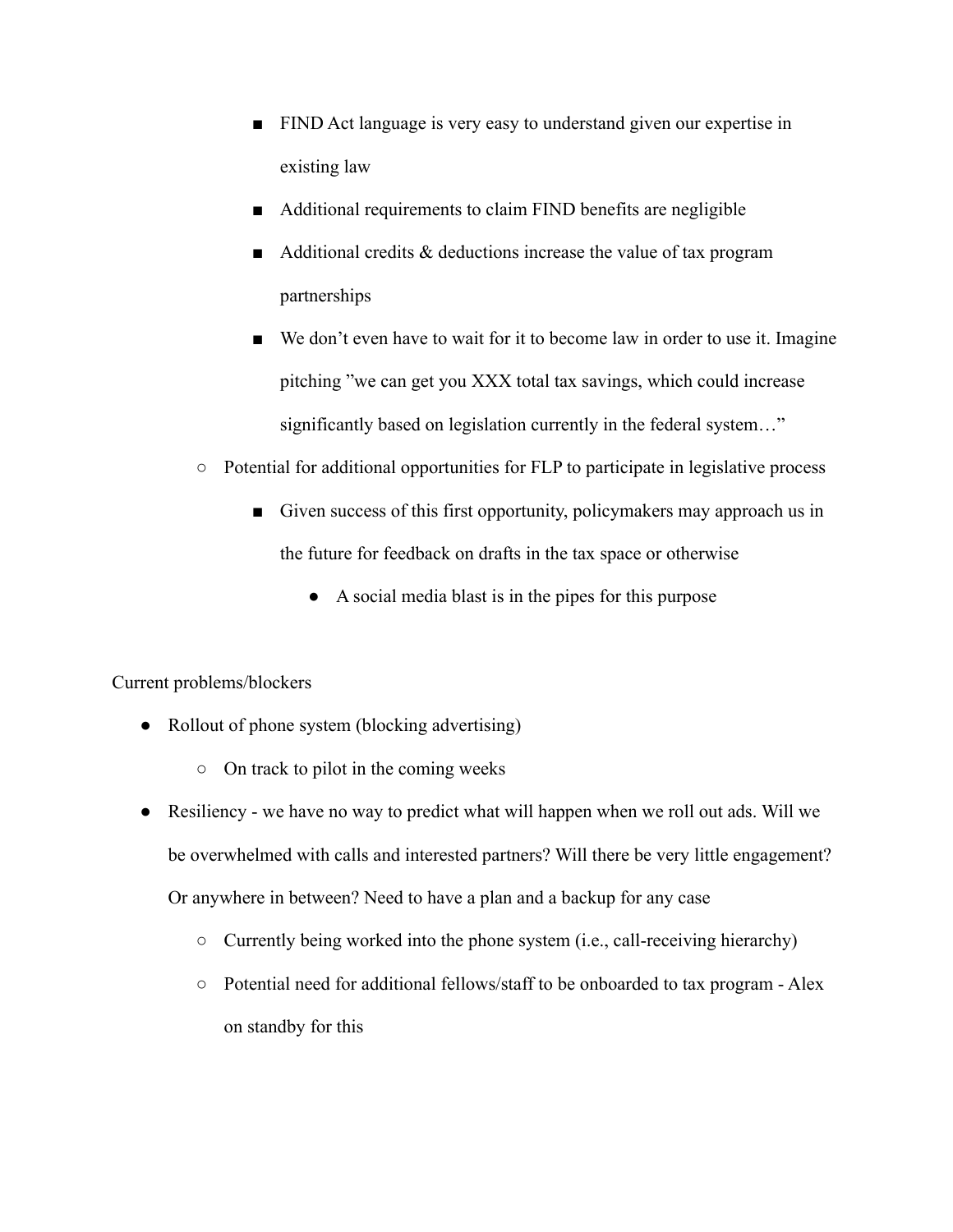- FIND Act language is very easy to understand given our expertise in existing law
        - Additional requirements to claim FIND benefits are negligible
        - Additional credits & deductions increase the value of tax program partnerships
        - We don't even have to wait for it to become law in order to use it. Imagine pitching "we can get you XXX total tax savings, which could increase significantly based on legislation currently in the federal system…"
    - Potential for additional opportunities for FLP to participate in legislative process
        - Given success of this first opportunity, policymakers may approach us in the future for feedback on drafts in the tax space or otherwise
            - A social media blast is in the pipes for this purpose

Current problems/blockers

- Rollout of phone system (blocking advertising)
    - On track to pilot in the coming weeks
- Resiliency - we have no way to predict what will happen when we roll out ads. Will we be overwhelmed with calls and interested partners? Will there be very little engagement? Or anywhere in between? Need to have a plan and a backup for any case
    - Currently being worked into the phone system (i.e., call-receiving hierarchy)
    - Potential need for additional fellows/staff to be onboarded to tax program - Alex on standby for this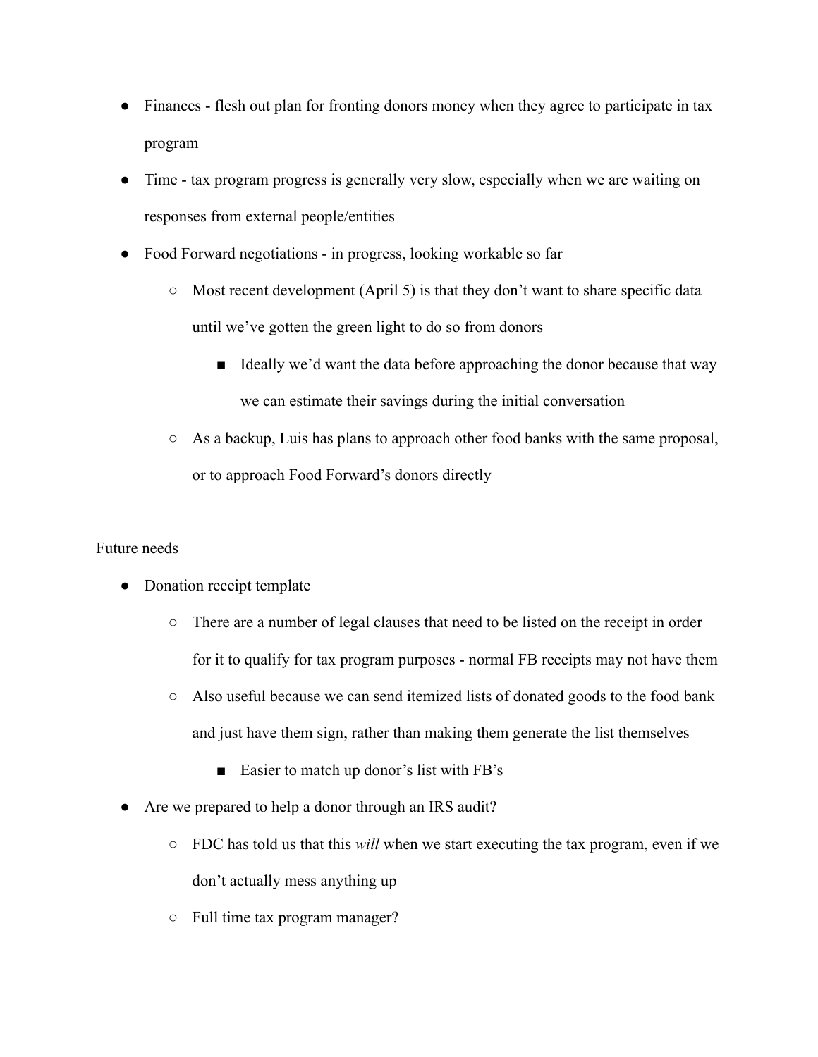- Finances - flesh out plan for fronting donors money when they agree to participate in tax program
- Time - tax program progress is generally very slow, especially when we are waiting on responses from external people/entities
- Food Forward negotiations - in progress, looking workable so far
  - Most recent development (April 5) is that they don't want to share specific data until we've gotten the green light to do so from donors
    - Ideally we'd want the data before approaching the donor because that way we can estimate their savings during the initial conversation
  - As a backup, Luis has plans to approach other food banks with the same proposal, or to approach Food Forward's donors directly

Future needs

- Donation receipt template
  - There are a number of legal clauses that need to be listed on the receipt in order for it to qualify for tax program purposes - normal FB receipts may not have them
  - Also useful because we can send itemized lists of donated goods to the food bank and just have them sign, rather than making them generate the list themselves
    - Easier to match up donor's list with FB's
- Are we prepared to help a donor through an IRS audit?
  - FDC has told us that this *will* when we start executing the tax program, even if we don't actually mess anything up
  - Full time tax program manager?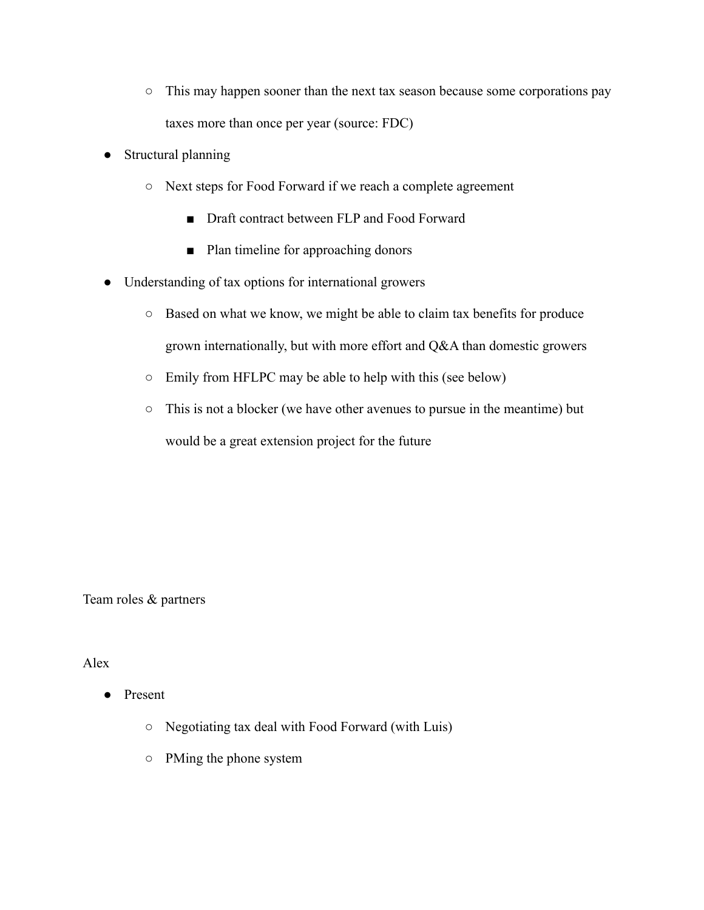- This may happen sooner than the next tax season because some corporations pay taxes more than once per year (source: FDC)
- Structural planning
  - Next steps for Food Forward if we reach a complete agreement
    - Draft contract between FLP and Food Forward
    - Plan timeline for approaching donors
- Understanding of tax options for international growers
  - Based on what we know, we might be able to claim tax benefits for produce grown internationally, but with more effort and Q&A than domestic growers
  - Emily from HFLPC may be able to help with this (see below)
  - This is not a blocker (we have other avenues to pursue in the meantime) but would be a great extension project for the future

Team roles & partners

Alex

- Present
  - Negotiating tax deal with Food Forward (with Luis)
  - PMing the phone system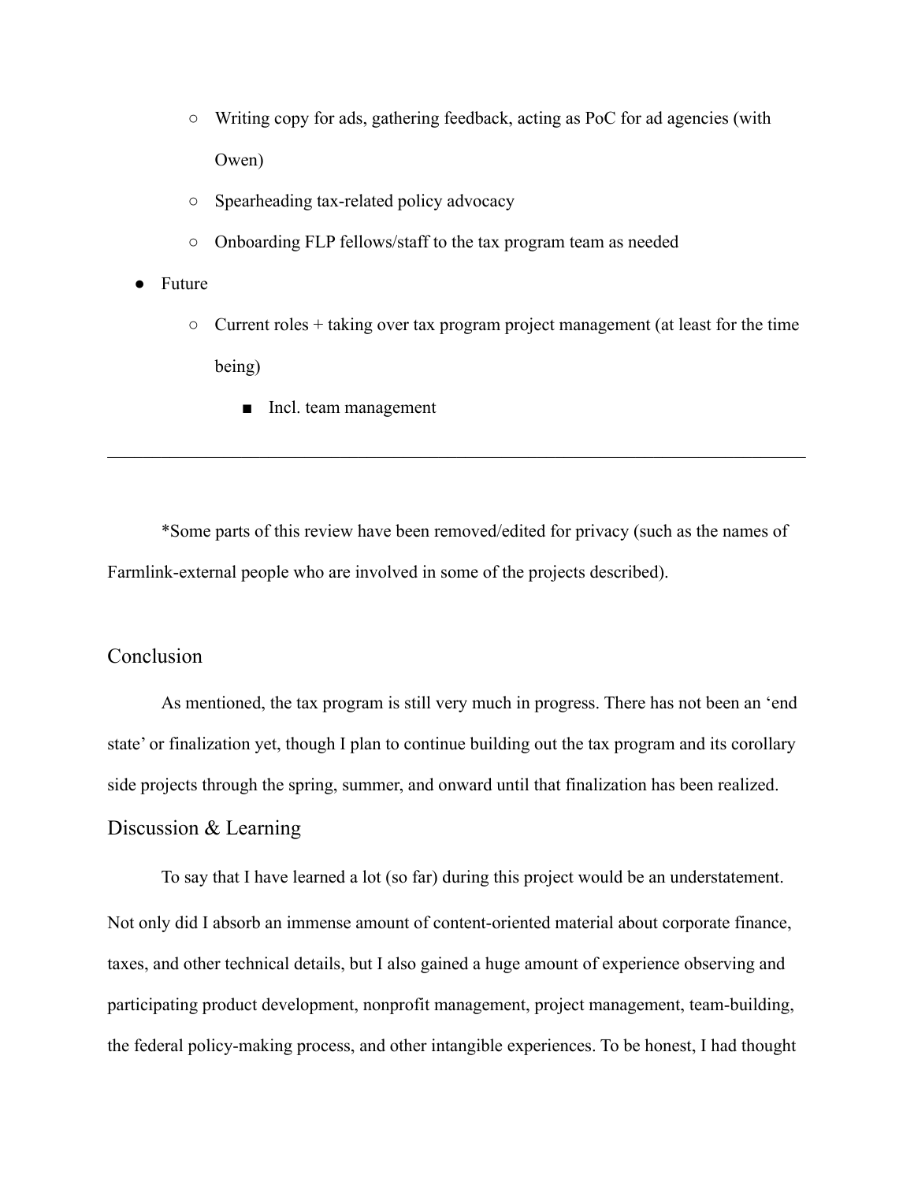- Writing copy for ads, gathering feedback, acting as PoC for ad agencies (with Owen)
    - Spearheading tax-related policy advocacy
    - Onboarding FLP fellows/staff to the tax program team as needed
- Future
    - Current roles + taking over tax program project management (at least for the time being)
        - Incl. team management

---

*Some parts of this review have been removed/edited for privacy (such as the names of Farmlink-external people who are involved in some of the projects described).

## Conclusion

As mentioned, the tax program is still very much in progress. There has not been an 'end state' or finalization yet, though I plan to continue building out the tax program and its corollary side projects through the spring, summer, and onward until that finalization has been realized.

## Discussion & Learning

To say that I have learned a lot (so far) during this project would be an understatement. Not only did I absorb an immense amount of content-oriented material about corporate finance, taxes, and other technical details, but I also gained a huge amount of experience observing and participating product development, nonprofit management, project management, team-building, the federal policy-making process, and other intangible experiences. To be honest, I had thought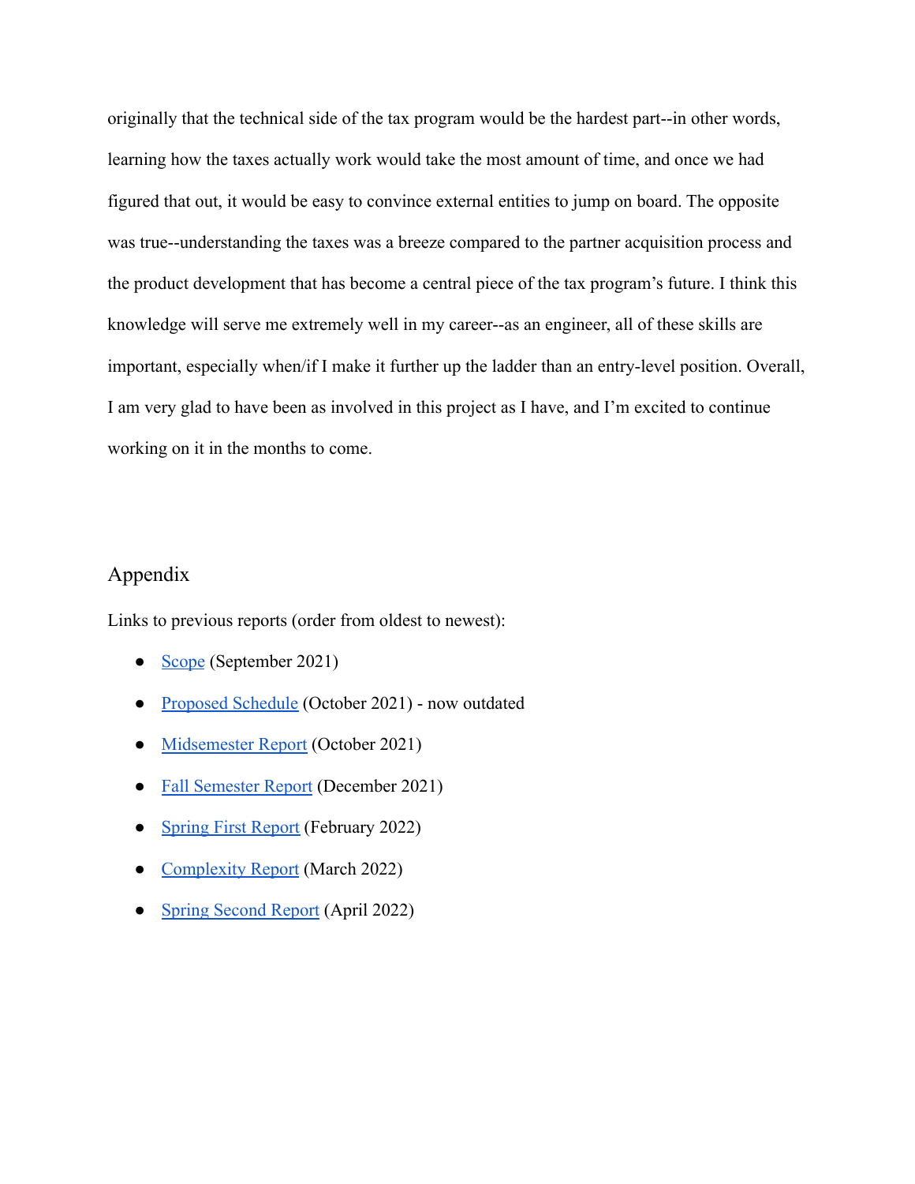originally that the technical side of the tax program would be the hardest part--in other words, learning how the taxes actually work would take the most amount of time, and once we had figured that out, it would be easy to convince external entities to jump on board. The opposite was true--understanding the taxes was a breeze compared to the partner acquisition process and the product development that has become a central piece of the tax program's future. I think this knowledge will serve me extremely well in my career--as an engineer, all of these skills are important, especially when/if I make it further up the ladder than an entry-level position. Overall, I am very glad to have been as involved in this project as I have, and I'm excited to continue working on it in the months to come.

## Appendix

Links to previous reports (order from oldest to newest):

- Scope (September 2021)
- Proposed Schedule (October 2021) - now outdated
- Midsemester Report (October 2021)
- Fall Semester Report (December 2021)
- Spring First Report (February 2022)
- Complexity Report (March 2022)
- Spring Second Report (April 2022)